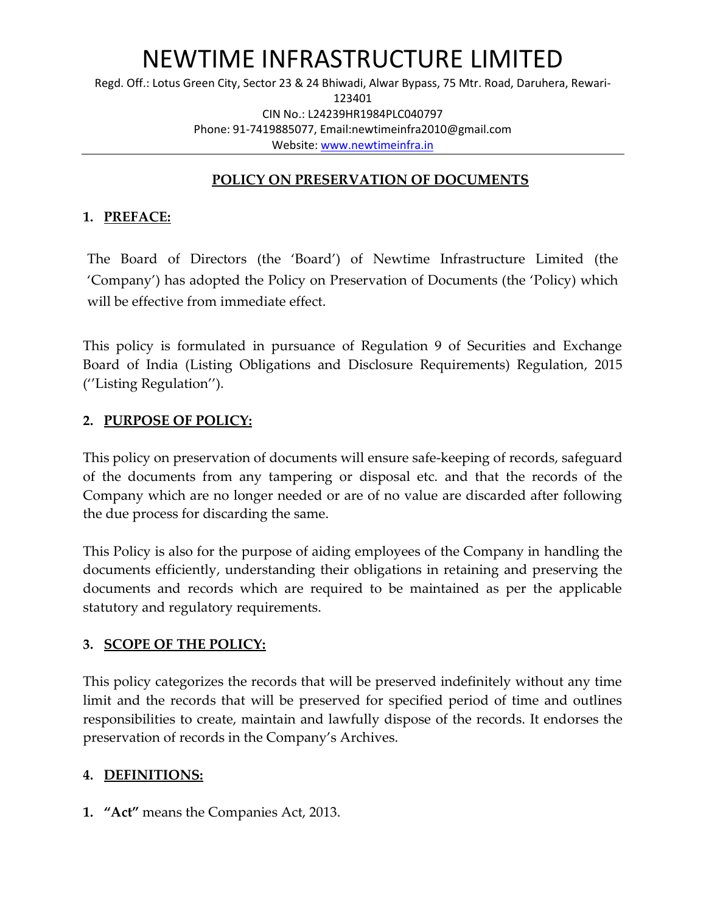# NEWTIME INFRASTRUCTURE LIMITED

Regd. Off.: Lotus Green City, Sector 23 & 24 Bhiwadi, Alwar Bypass, 75 Mtr. Road, Daruhera, Rewari-123401
CIN No.: L24239HR1984PLC040797
Phone: 91-7419885077, Email:newtimeinfra2010@gmail.com
Website: www.newtimeinfra.in

## POLICY ON PRESERVATION OF DOCUMENTS

### 1. PREFACE:

The Board of Directors (the 'Board') of Newtime Infrastructure Limited (the 'Company') has adopted the Policy on Preservation of Documents (the 'Policy) which will be effective from immediate effect.

This policy is formulated in pursuance of Regulation 9 of Securities and Exchange Board of India (Listing Obligations and Disclosure Requirements) Regulation, 2015 (''Listing Regulation'').

### 2. PURPOSE OF POLICY:

This policy on preservation of documents will ensure safe-keeping of records, safeguard of the documents from any tampering or disposal etc. and that the records of the Company which are no longer needed or are of no value are discarded after following the due process for discarding the same.

This Policy is also for the purpose of aiding employees of the Company in handling the documents efficiently, understanding their obligations in retaining and preserving the documents and records which are required to be maintained as per the applicable statutory and regulatory requirements.

### 3. SCOPE OF THE POLICY:

This policy categorizes the records that will be preserved indefinitely without any time limit and the records that will be preserved for specified period of time and outlines responsibilities to create, maintain and lawfully dispose of the records. It endorses the preservation of records in the Company's Archives.

### 4. DEFINITIONS:

1. **"Act"** means the Companies Act, 2013.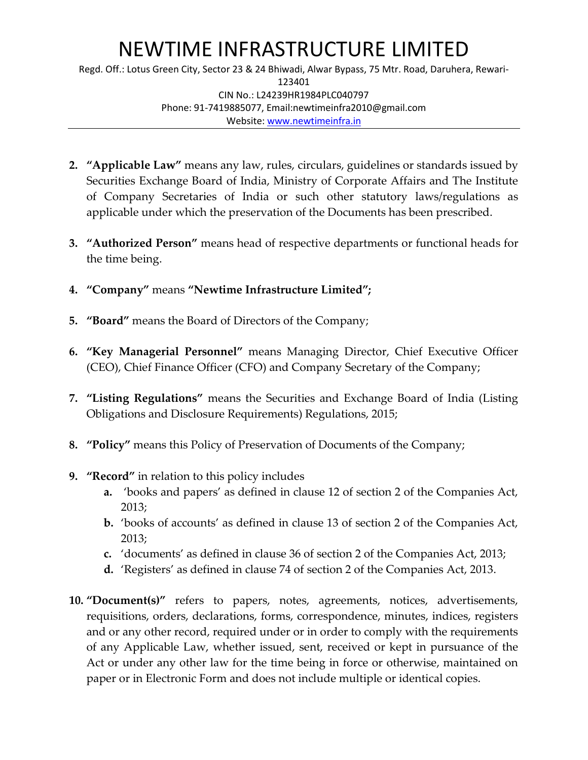2. **"Applicable Law"** means any law, rules, circulars, guidelines or standards issued by Securities Exchange Board of India, Ministry of Corporate Affairs and The Institute of Company Secretaries of India or such other statutory laws/regulations as applicable under which the preservation of the Documents has been prescribed.

3. **"Authorized Person"** means head of respective departments or functional heads for the time being.

4. **"Company"** means **"Newtime Infrastructure Limited";**

5. **"Board"** means the Board of Directors of the Company;

6. **"Key Managerial Personnel"** means Managing Director, Chief Executive Officer (CEO), Chief Finance Officer (CFO) and Company Secretary of the Company;

7. **"Listing Regulations"** means the Securities and Exchange Board of India (Listing Obligations and Disclosure Requirements) Regulations, 2015;

8. **"Policy"** means this Policy of Preservation of Documents of the Company;

9. **"Record"** in relation to this policy includes
   a. 'books and papers' as defined in clause 12 of section 2 of the Companies Act, 2013;
   b. 'books of accounts' as defined in clause 13 of section 2 of the Companies Act, 2013;
   c. 'documents' as defined in clause 36 of section 2 of the Companies Act, 2013;
   d. 'Registers' as defined in clause 74 of section 2 of the Companies Act, 2013.

10. **"Document(s)"** refers to papers, notes, agreements, notices, advertisements, requisitions, orders, declarations, forms, correspondence, minutes, indices, registers and or any other record, required under or in order to comply with the requirements of any Applicable Law, whether issued, sent, received or kept in pursuance of the Act or under any other law for the time being in force or otherwise, maintained on paper or in Electronic Form and does not include multiple or identical copies.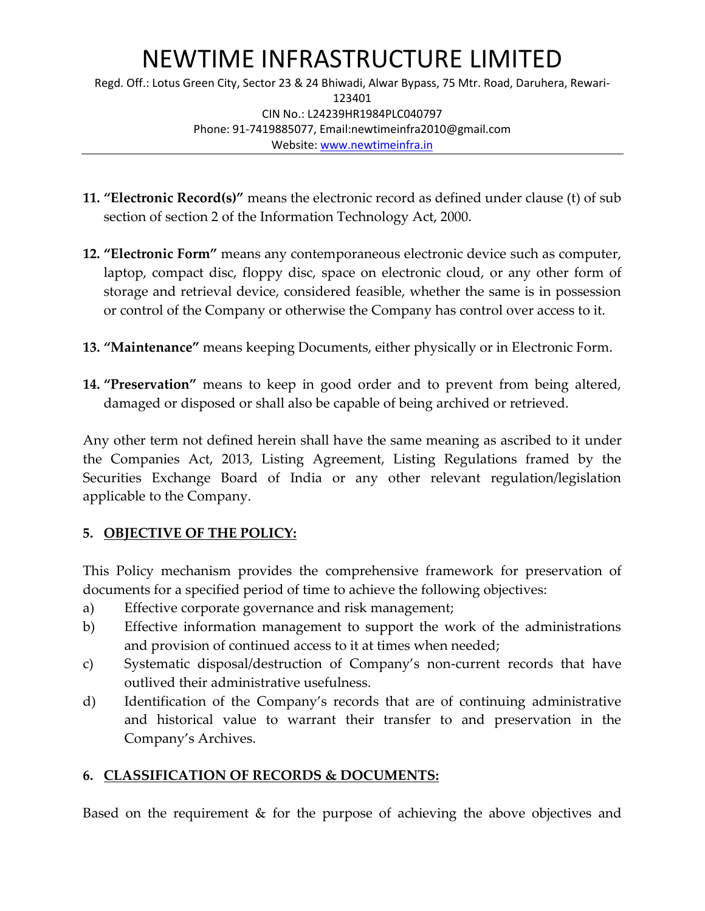11. **"Electronic Record(s)"** means the electronic record as defined under clause (t) of sub section of section 2 of the Information Technology Act, 2000.

12. **"Electronic Form"** means any contemporaneous electronic device such as computer, laptop, compact disc, floppy disc, space on electronic cloud, or any other form of storage and retrieval device, considered feasible, whether the same is in possession or control of the Company or otherwise the Company has control over access to it.

13. **"Maintenance"** means keeping Documents, either physically or in Electronic Form.

14. **"Preservation"** means to keep in good order and to prevent from being altered, damaged or disposed or shall also be capable of being archived or retrieved.

Any other term not defined herein shall have the same meaning as ascribed to it under the Companies Act, 2013, Listing Agreement, Listing Regulations framed by the Securities Exchange Board of India or any other relevant regulation/legislation applicable to the Company.

## 5. OBJECTIVE OF THE POLICY:

This Policy mechanism provides the comprehensive framework for preservation of documents for a specified period of time to achieve the following objectives:

a) Effective corporate governance and risk management;
b) Effective information management to support the work of the administrations and provision of continued access to it at times when needed;
c) Systematic disposal/destruction of Company's non-current records that have outlived their administrative usefulness.
d) Identification of the Company's records that are of continuing administrative and historical value to warrant their transfer to and preservation in the Company's Archives.

## 6. CLASSIFICATION OF RECORDS & DOCUMENTS:

Based on the requirement & for the purpose of achieving the above objectives and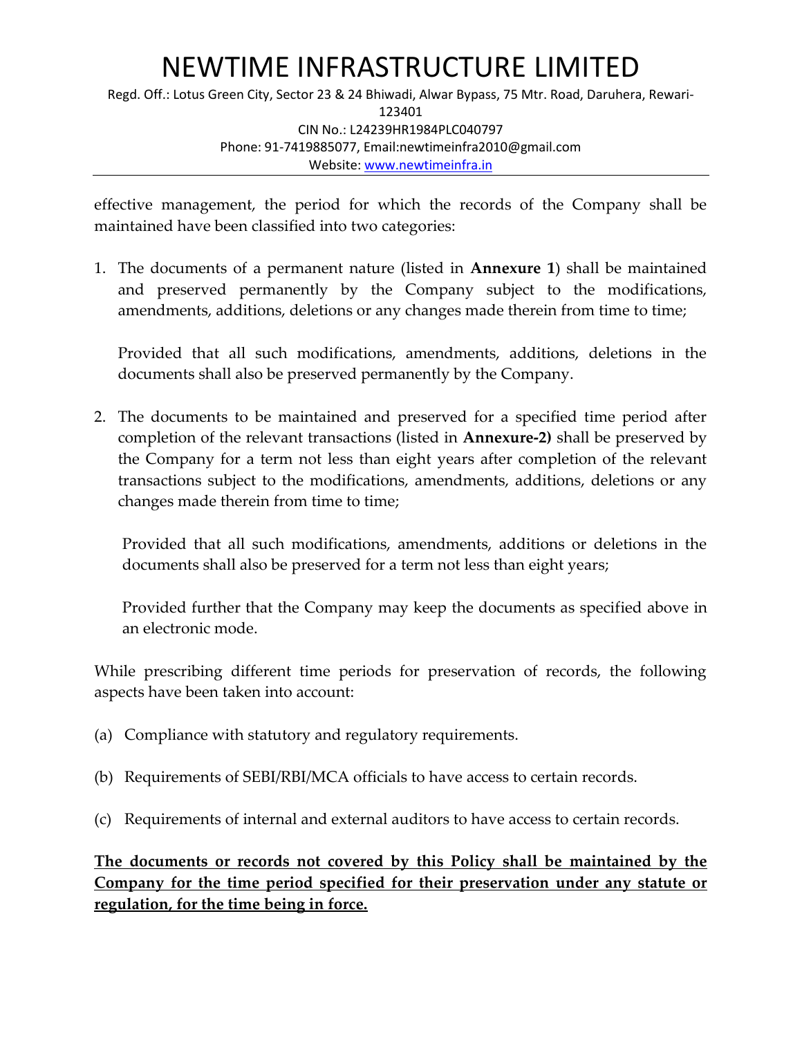effective management, the period for which the records of the Company shall be maintained have been classified into two categories:

1. The documents of a permanent nature (listed in **Annexure 1**) shall be maintained and preserved permanently by the Company subject to the modifications, amendments, additions, deletions or any changes made therein from time to time;

   Provided that all such modifications, amendments, additions, deletions in the documents shall also be preserved permanently by the Company.

2. The documents to be maintained and preserved for a specified time period after completion of the relevant transactions (listed in **Annexure-2)** shall be preserved by the Company for a term not less than eight years after completion of the relevant transactions subject to the modifications, amendments, additions, deletions or any changes made therein from time to time;

   Provided that all such modifications, amendments, additions or deletions in the documents shall also be preserved for a term not less than eight years;

   Provided further that the Company may keep the documents as specified above in an electronic mode.

While prescribing different time periods for preservation of records, the following aspects have been taken into account:

(a) Compliance with statutory and regulatory requirements.

(b) Requirements of SEBI/RBI/MCA officials to have access to certain records.

(c) Requirements of internal and external auditors to have access to certain records.

<u>**The documents or records not covered by this Policy shall be maintained by the Company for the time period specified for their preservation under any statute or regulation, for the time being in force.**</u>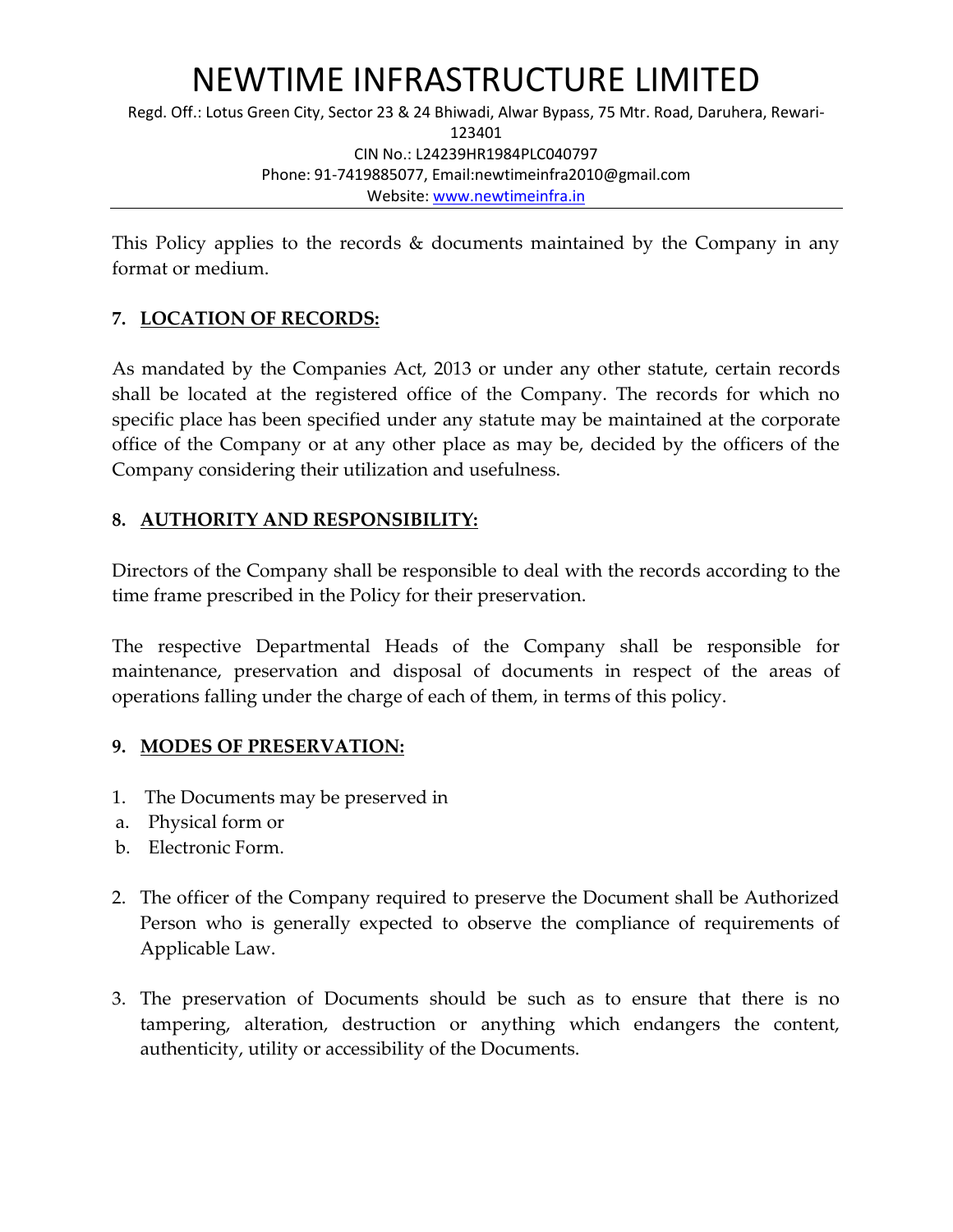This Policy applies to the records & documents maintained by the Company in any format or medium.

### 7. LOCATION OF RECORDS:

As mandated by the Companies Act, 2013 or under any other statute, certain records shall be located at the registered office of the Company. The records for which no specific place has been specified under any statute may be maintained at the corporate office of the Company or at any other place as may be, decided by the officers of the Company considering their utilization and usefulness.

### 8. AUTHORITY AND RESPONSIBILITY:

Directors of the Company shall be responsible to deal with the records according to the time frame prescribed in the Policy for their preservation.

The respective Departmental Heads of the Company shall be responsible for maintenance, preservation and disposal of documents in respect of the areas of operations falling under the charge of each of them, in terms of this policy.

### 9. MODES OF PRESERVATION:

1. The Documents may be preserved in
   a. Physical form or
   b. Electronic Form.

2. The officer of the Company required to preserve the Document shall be Authorized Person who is generally expected to observe the compliance of requirements of Applicable Law.

3. The preservation of Documents should be such as to ensure that there is no tampering, alteration, destruction or anything which endangers the content, authenticity, utility or accessibility of the Documents.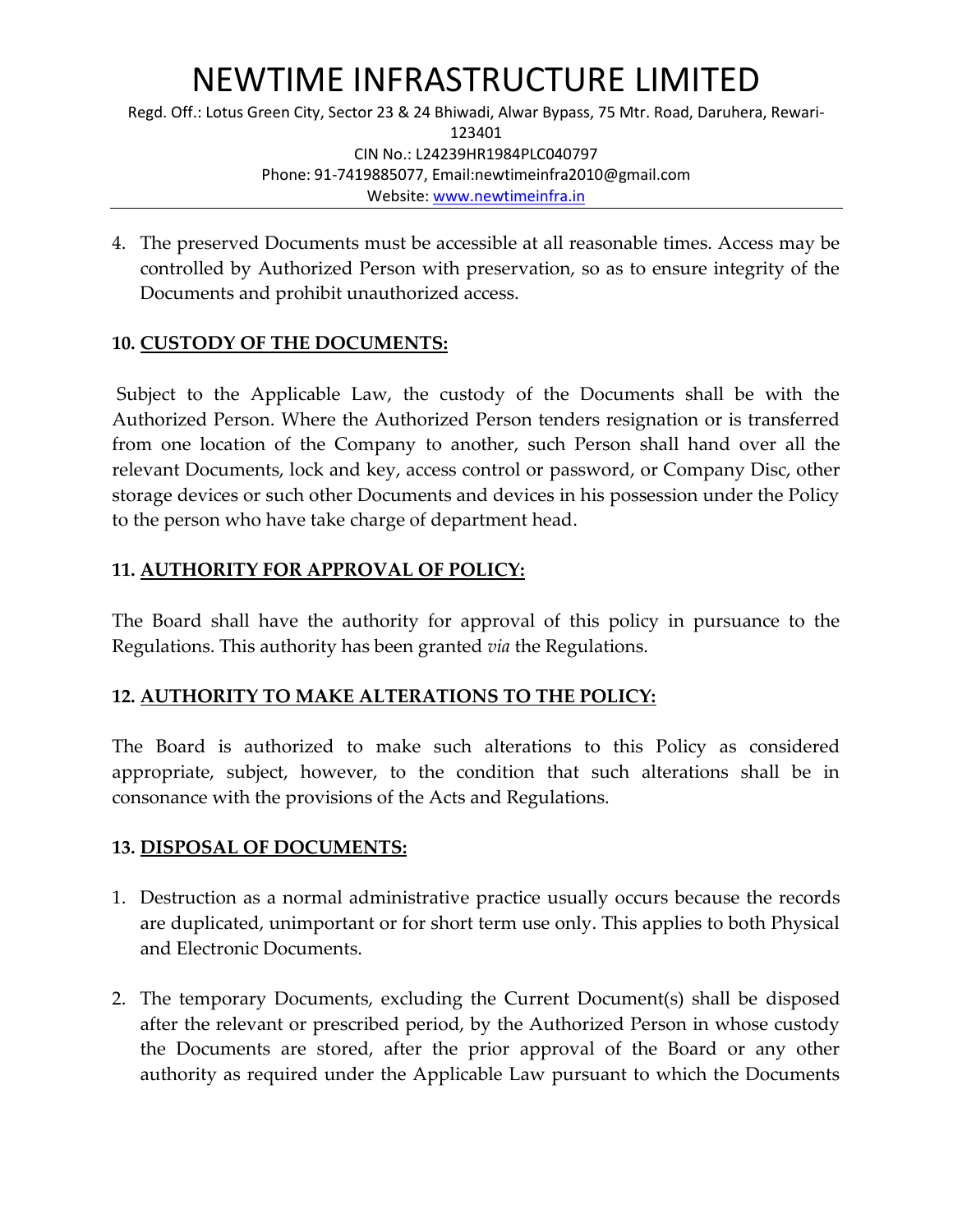4. The preserved Documents must be accessible at all reasonable times. Access may be controlled by Authorized Person with preservation, so as to ensure integrity of the Documents and prohibit unauthorized access.

**10. <u>CUSTODY OF THE DOCUMENTS:</u>**

Subject to the Applicable Law, the custody of the Documents shall be with the Authorized Person. Where the Authorized Person tenders resignation or is transferred from one location of the Company to another, such Person shall hand over all the relevant Documents, lock and key, access control or password, or Company Disc, other storage devices or such other Documents and devices in his possession under the Policy to the person who have take charge of department head.

**11. <u>AUTHORITY FOR APPROVAL OF POLICY:</u>**

The Board shall have the authority for approval of this policy in pursuance to the Regulations. This authority has been granted *via* the Regulations.

**12. <u>AUTHORITY TO MAKE ALTERATIONS TO THE POLICY:</u>**

The Board is authorized to make such alterations to this Policy as considered appropriate, subject, however, to the condition that such alterations shall be in consonance with the provisions of the Acts and Regulations.

**13. <u>DISPOSAL OF DOCUMENTS:</u>**

1. Destruction as a normal administrative practice usually occurs because the records are duplicated, unimportant or for short term use only. This applies to both Physical and Electronic Documents.

2. The temporary Documents, excluding the Current Document(s) shall be disposed after the relevant or prescribed period, by the Authorized Person in whose custody the Documents are stored, after the prior approval of the Board or any other authority as required under the Applicable Law pursuant to which the Documents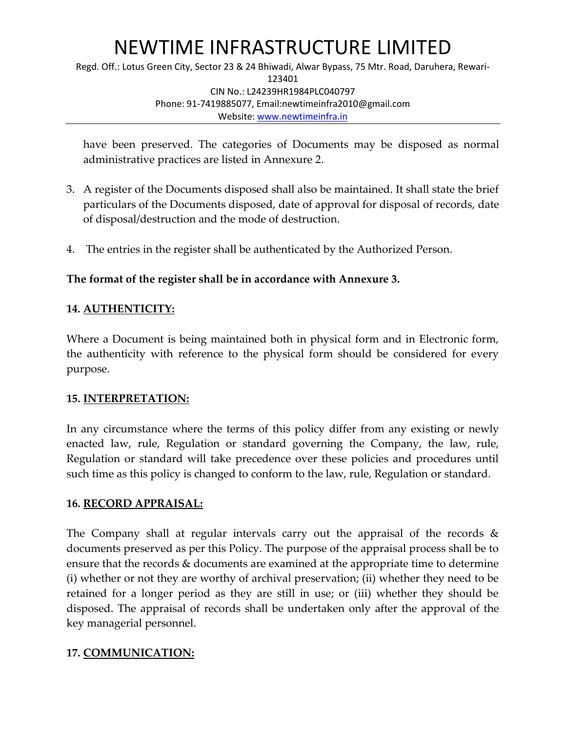have been preserved. The categories of Documents may be disposed as normal administrative practices are listed in Annexure 2.

3. A register of the Documents disposed shall also be maintained. It shall state the brief particulars of the Documents disposed, date of approval for disposal of records, date of disposal/destruction and the mode of destruction.

4. The entries in the register shall be authenticated by the Authorized Person.

**The format of the register shall be in accordance with Annexure 3.**

**14. AUTHENTICITY:**

Where a Document is being maintained both in physical form and in Electronic form, the authenticity with reference to the physical form should be considered for every purpose.

**15. INTERPRETATION:**

In any circumstance where the terms of this policy differ from any existing or newly enacted law, rule, Regulation or standard governing the Company, the law, rule, Regulation or standard will take precedence over these policies and procedures until such time as this policy is changed to conform to the law, rule, Regulation or standard.

**16. RECORD APPRAISAL:**

The Company shall at regular intervals carry out the appraisal of the records & documents preserved as per this Policy. The purpose of the appraisal process shall be to ensure that the records & documents are examined at the appropriate time to determine (i) whether or not they are worthy of archival preservation; (ii) whether they need to be retained for a longer period as they are still in use; or (iii) whether they should be disposed. The appraisal of records shall be undertaken only after the approval of the key managerial personnel.

**17. COMMUNICATION:**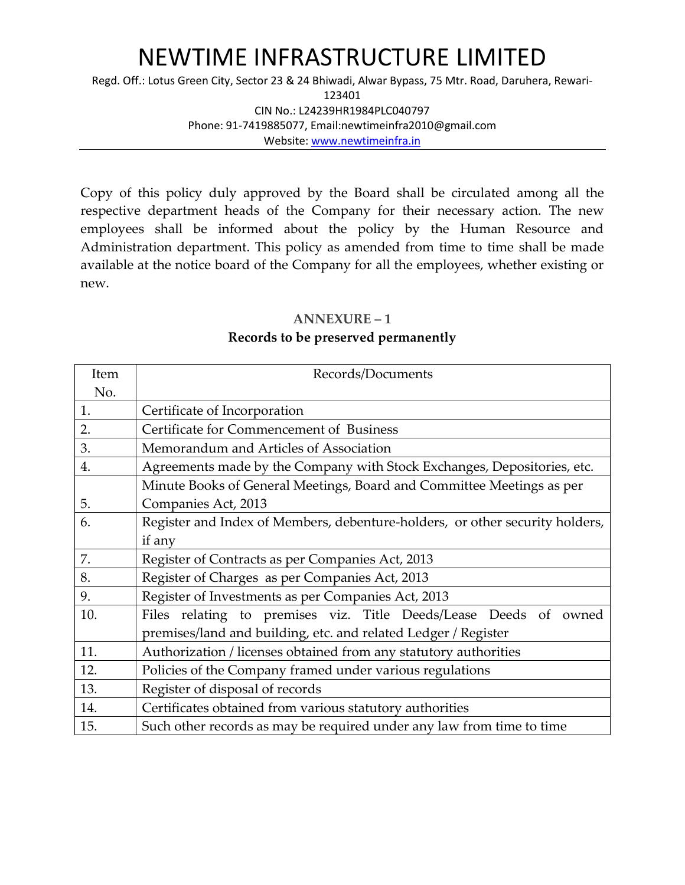Copy of this policy duly approved by the Board shall be circulated among all the respective department heads of the Company for their necessary action. The new employees shall be informed about the policy by the Human Resource and Administration department. This policy as amended from time to time shall be made available at the notice board of the Company for all the employees, whether existing or new.

## ANNEXURE – 1

### Records to be preserved permanently

| Item No. | Records/Documents |
|---|---|
| 1. | Certificate of Incorporation |
| 2. | Certificate for Commencement of Business |
| 3. | Memorandum and Articles of Association |
| 4. | Agreements made by the Company with Stock Exchanges, Depositories, etc. |
| 5. | Minute Books of General Meetings, Board and Committee Meetings as per Companies Act, 2013 |
| 6. | Register and Index of Members, debenture-holders, or other security holders, if any |
| 7. | Register of Contracts as per Companies Act, 2013 |
| 8. | Register of Charges as per Companies Act, 2013 |
| 9. | Register of Investments as per Companies Act, 2013 |
| 10. | Files relating to premises viz. Title Deeds/Lease Deeds of owned premises/land and building, etc. and related Ledger / Register |
| 11. | Authorization / licenses obtained from any statutory authorities |
| 12. | Policies of the Company framed under various regulations |
| 13. | Register of disposal of records |
| 14. | Certificates obtained from various statutory authorities |
| 15. | Such other records as may be required under any law from time to time |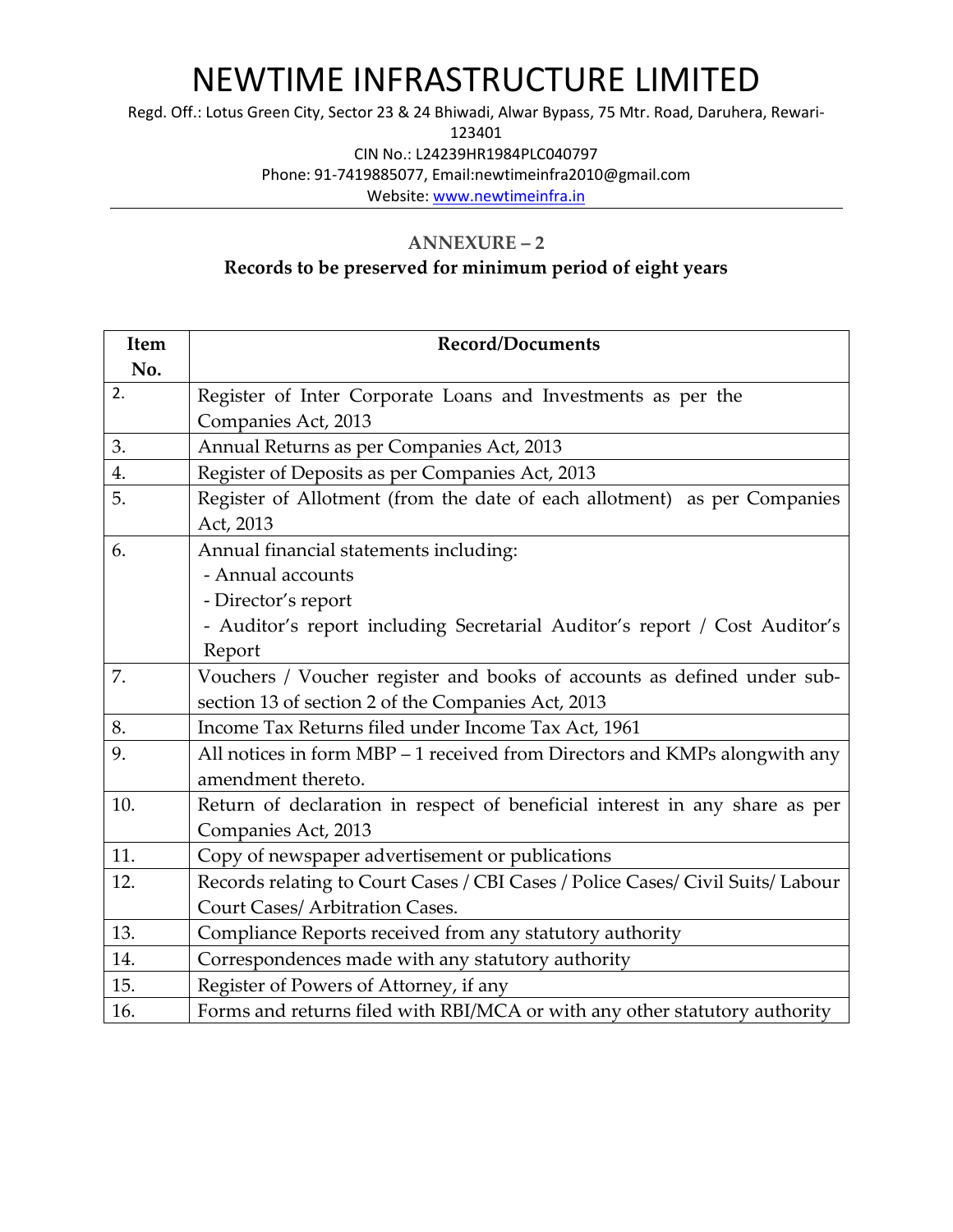# NEWTIME INFRASTRUCTURE LIMITED

Regd. Off.: Lotus Green City, Sector 23 & 24 Bhiwadi, Alwar Bypass, 75 Mtr. Road, Daruhera, Rewari-123401

CIN No.: L24239HR1984PLC040797

Phone: 91-7419885077, Email:newtimeinfra2010@gmail.com

Website: www.newtimeinfra.in

## ANNEXURE – 2

### Records to be preserved for minimum period of eight years

| Item No. | Record/Documents |
|---|---|
| 2. | Register of Inter Corporate Loans and Investments as per the Companies Act, 2013 |
| 3. | Annual Returns as per Companies Act, 2013 |
| 4. | Register of Deposits as per Companies Act, 2013 |
| 5. | Register of Allotment (from the date of each allotment) as per Companies Act, 2013 |
| 6. | Annual financial statements including:<br>- Annual accounts<br>- Director's report<br>- Auditor's report including Secretarial Auditor's report / Cost Auditor's Report |
| 7. | Vouchers / Voucher register and books of accounts as defined under sub-section 13 of section 2 of the Companies Act, 2013 |
| 8. | Income Tax Returns filed under Income Tax Act, 1961 |
| 9. | All notices in form MBP – 1 received from Directors and KMPs alongwith any amendment thereto. |
| 10. | Return of declaration in respect of beneficial interest in any share as per Companies Act, 2013 |
| 11. | Copy of newspaper advertisement or publications |
| 12. | Records relating to Court Cases / CBI Cases / Police Cases/ Civil Suits/ Labour Court Cases/ Arbitration Cases. |
| 13. | Compliance Reports received from any statutory authority |
| 14. | Correspondences made with any statutory authority |
| 15. | Register of Powers of Attorney, if any |
| 16. | Forms and returns filed with RBI/MCA or with any other statutory authority |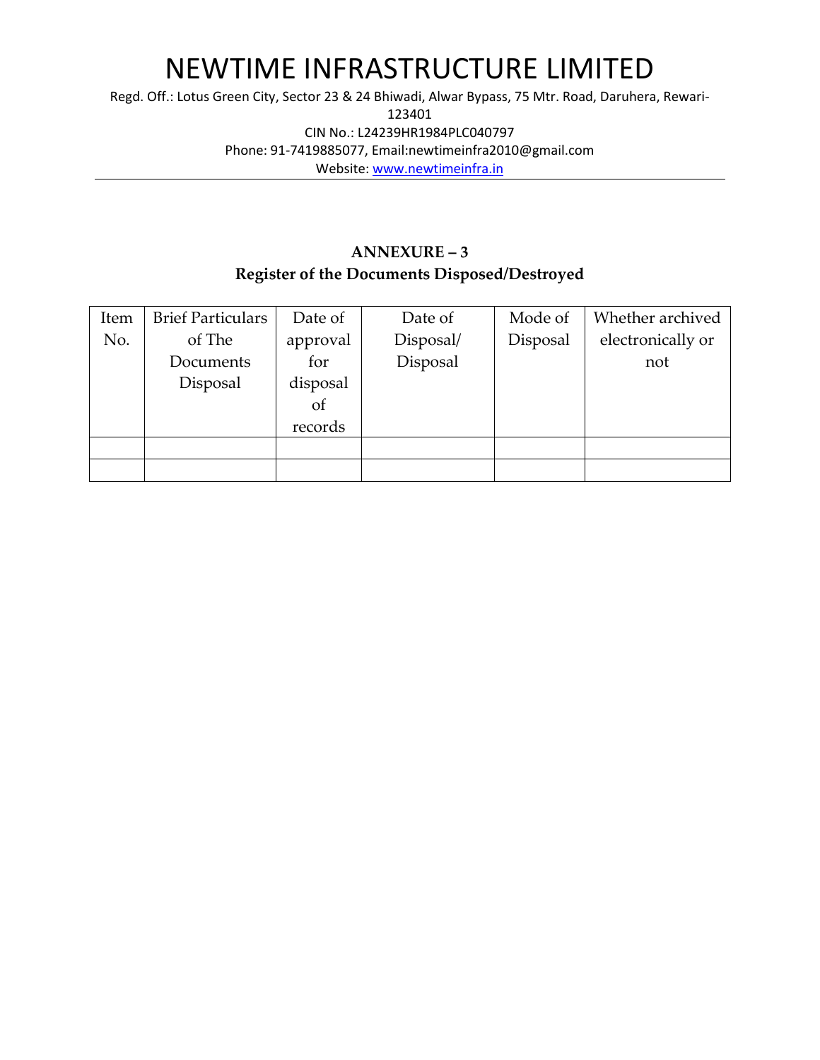# NEWTIME INFRASTRUCTURE LIMITED

Regd. Off.: Lotus Green City, Sector 23 & 24 Bhiwadi, Alwar Bypass, 75 Mtr. Road, Daruhera, Rewari-123401

CIN No.: L24239HR1984PLC040797

Phone: 91-7419885077, Email:newtimeinfra2010@gmail.com

Website: www.newtimeinfra.in

---

**ANNEXURE – 3**

**Register of the Documents Disposed/Destroyed**

| Item No. | Brief Particulars of The Documents Disposal | Date of approval for disposal of records | Date of Disposal/ Disposal | Mode of Disposal | Whether archived electronically or not |
|---|---|---|---|---|---|
| | | | | | |
| | | | | | |